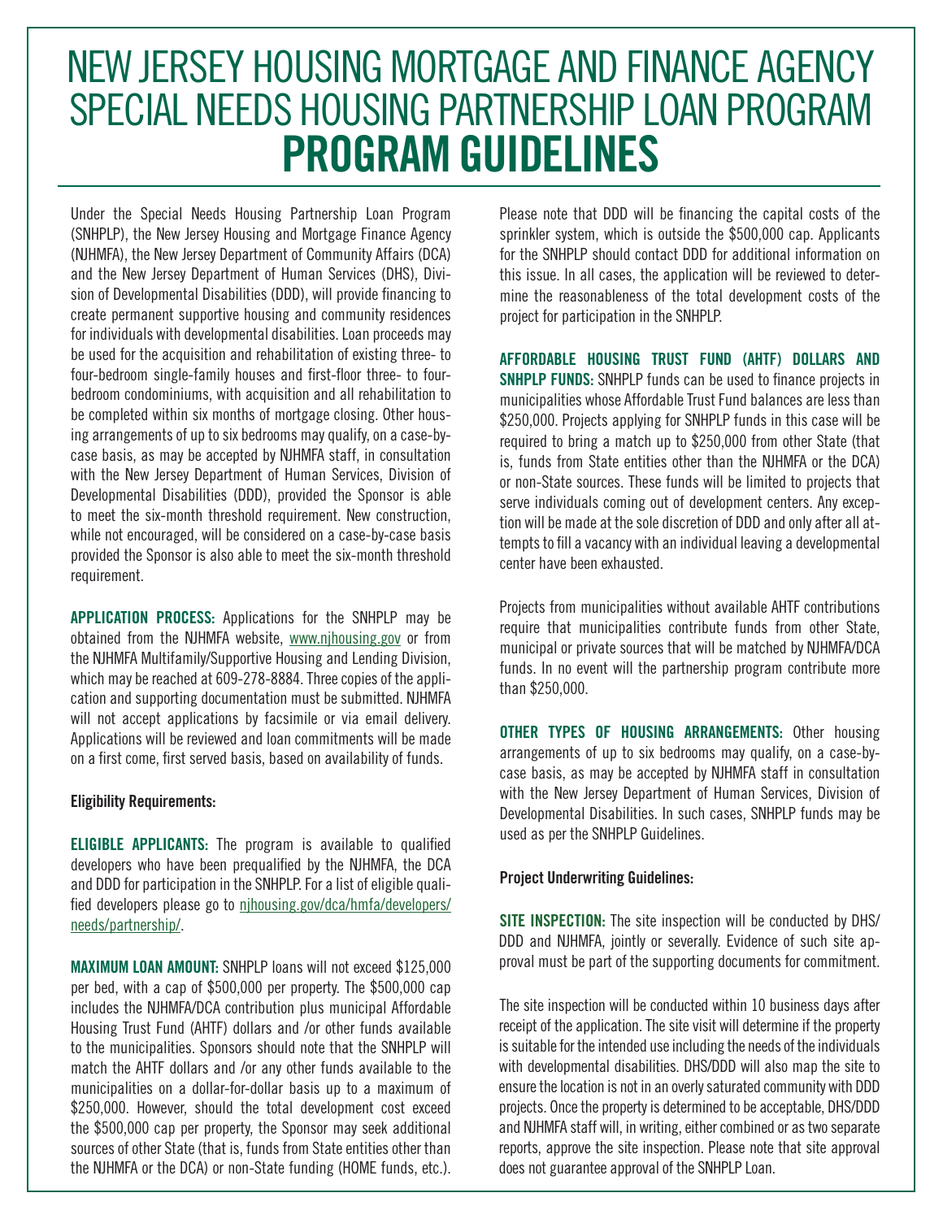# NEW JERSEY HOUSING MORTGAGE AND FINANCE AGENCY SPECIAL NEEDS HOUSING PARTNERSHIP LOAN PROGRAM **PROGRAM GUIDELINES**

Under the Special Needs Housing Partnership Loan Program (SNHPLP), the New Jersey Housing and Mortgage Finance Agency (NJHMFA), the New Jersey Department of Community Affairs (DCA) and the New Jersey Department of Human Services (DHS), Division of Developmental Disabilities (DDD), will provide financing to create permanent supportive housing and community residences for individuals with developmental disabilities. Loan proceeds may be used for the acquisition and rehabilitation of existing three- to four-bedroom single-family houses and first-floor three- to four-bedroom condominiums, with acquisition and all rehabilitation to be completed within six months of mortgage closing. Other housing arrangements of up to six bedrooms may qualify, on a case-by-case basis, as may be accepted by NJHMFA staff, in consultation with the New Jersey Department of Human Services, Division of Developmental Disabilities (DDD), provided the Sponsor is able to meet the six-month threshold requirement. New construction, while not encouraged, will be considered on a case-by-case basis provided the Sponsor is also able to meet the six-month threshold requirement.

**APPLICATION PROCESS:** Applications for the SNHPLP may be obtained from the NJHMFA website, www.njhousing.gov or from the NJHMFA Multifamily/Supportive Housing and Lending Division, which may be reached at 609-278-8884. Three copies of the application and supporting documentation must be submitted. NJHMFA will not accept applications by facsimile or via email delivery. Applications will be reviewed and loan commitments will be made on a first come, first served basis, based on availability of funds.

**Eligibility Requirements:**

**ELIGIBLE APPLICANTS:** The program is available to qualified developers who have been prequalified by the NJHMFA, the DCA and DDD for participation in the SNHPLP. For a list of eligible qualified developers please go to njhousing.gov/dca/hmfa/developers/needs/partnership/.

**MAXIMUM LOAN AMOUNT:** SNHPLP loans will not exceed $125,000 per bed, with a cap of $500,000 per property. The $500,000 cap includes the NJHMFA/DCA contribution plus municipal Affordable Housing Trust Fund (AHTF) dollars and /or other funds available to the municipalities. Sponsors should note that the SNHPLP will match the AHTF dollars and /or any other funds available to the municipalities on a dollar-for-dollar basis up to a maximum of $250,000. However, should the total development cost exceed the $500,000 cap per property, the Sponsor may seek additional sources of other State (that is, funds from State entities other than the NJHMFA or the DCA) or non-State funding (HOME funds, etc.). Please note that DDD will be financing the capital costs of the sprinkler system, which is outside the $500,000 cap. Applicants for the SNHPLP should contact DDD for additional information on this issue. In all cases, the application will be reviewed to determine the reasonableness of the total development costs of the project for participation in the SNHPLP.

**AFFORDABLE HOUSING TRUST FUND (AHTF) DOLLARS AND SNHPLP FUNDS:** SNHPLP funds can be used to finance projects in municipalities whose Affordable Trust Fund balances are less than $250,000. Projects applying for SNHPLP funds in this case will be required to bring a match up to $250,000 from other State (that is, funds from State entities other than the NJHMFA or the DCA) or non-State sources. These funds will be limited to projects that serve individuals coming out of development centers. Any exception will be made at the sole discretion of DDD and only after all attempts to fill a vacancy with an individual leaving a developmental center have been exhausted.

Projects from municipalities without available AHTF contributions require that municipalities contribute funds from other State, municipal or private sources that will be matched by NJHMFA/DCA funds. In no event will the partnership program contribute more than $250,000.

**OTHER TYPES OF HOUSING ARRANGEMENTS:** Other housing arrangements of up to six bedrooms may qualify, on a case-by-case basis, as may be accepted by NJHMFA staff in consultation with the New Jersey Department of Human Services, Division of Developmental Disabilities. In such cases, SNHPLP funds may be used as per the SNHPLP Guidelines.

**Project Underwriting Guidelines:**

**SITE INSPECTION:** The site inspection will be conducted by DHS/DDD and NJHMFA, jointly or severally. Evidence of such site approval must be part of the supporting documents for commitment.

The site inspection will be conducted within 10 business days after receipt of the application. The site visit will determine if the property is suitable for the intended use including the needs of the individuals with developmental disabilities. DHS/DDD will also map the site to ensure the location is not in an overly saturated community with DDD projects. Once the property is determined to be acceptable, DHS/DDD and NJHMFA staff will, in writing, either combined or as two separate reports, approve the site inspection. Please note that site approval does not guarantee approval of the SNHPLP Loan.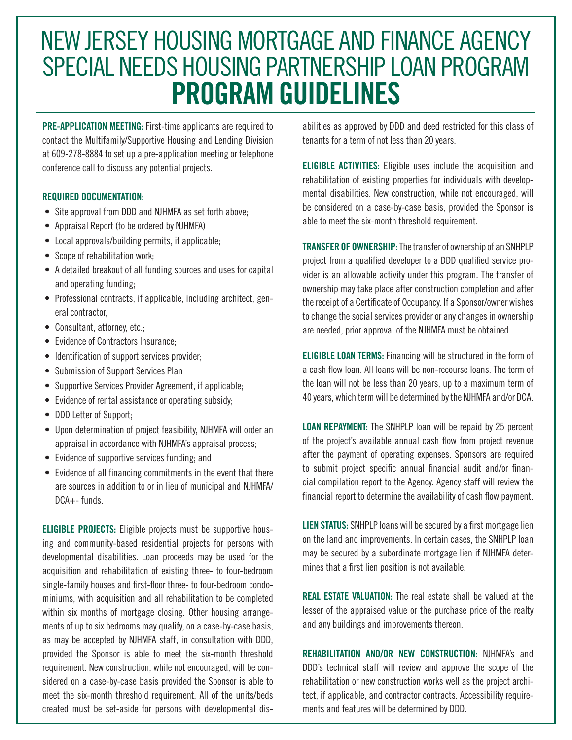# NEW JERSEY HOUSING MORTGAGE AND FINANCE AGENCY SPECIAL NEEDS HOUSING PARTNERSHIP LOAN PROGRAM

# PROGRAM GUIDELINES

**PRE-APPLICATION MEETING:** First-time applicants are required to contact the Multifamily/Supportive Housing and Lending Division at 609-278-8884 to set up a pre-application meeting or telephone conference call to discuss any potential projects.

**REQUIRED DOCUMENTATION:**

- Site approval from DDD and NJHMFA as set forth above;
- Appraisal Report (to be ordered by NJHMFA)
- Local approvals/building permits, if applicable;
- Scope of rehabilitation work;
- A detailed breakout of all funding sources and uses for capital and operating funding;
- Professional contracts, if applicable, including architect, general contractor,
- Consultant, attorney, etc.;
- Evidence of Contractors Insurance;
- Identification of support services provider;
- Submission of Support Services Plan
- Supportive Services Provider Agreement, if applicable;
- Evidence of rental assistance or operating subsidy;
- DDD Letter of Support;
- Upon determination of project feasibility, NJHMFA will order an appraisal in accordance with NJHMFA's appraisal process;
- Evidence of supportive services funding; and
- Evidence of all financing commitments in the event that there are sources in addition to or in lieu of municipal and NJHMFA/DCA+- funds.

**ELIGIBLE PROJECTS:** Eligible projects must be supportive housing and community-based residential projects for persons with developmental disabilities. Loan proceeds may be used for the acquisition and rehabilitation of existing three- to four-bedroom single-family houses and first-floor three- to four-bedroom condominiums, with acquisition and all rehabilitation to be completed within six months of mortgage closing. Other housing arrangements of up to six bedrooms may qualify, on a case-by-case basis, as may be accepted by NJHMFA staff, in consultation with DDD, provided the Sponsor is able to meet the six-month threshold requirement. New construction, while not encouraged, will be considered on a case-by-case basis provided the Sponsor is able to meet the six-month threshold requirement. All of the units/beds created must be set-aside for persons with developmental disabilities as approved by DDD and deed restricted for this class of tenants for a term of not less than 20 years.

**ELIGIBLE ACTIVITIES:** Eligible uses include the acquisition and rehabilitation of existing properties for individuals with developmental disabilities. New construction, while not encouraged, will be considered on a case-by-case basis, provided the Sponsor is able to meet the six-month threshold requirement.

**TRANSFER OF OWNERSHIP:** The transfer of ownership of an SNHPLP project from a qualified developer to a DDD qualified service provider is an allowable activity under this program. The transfer of ownership may take place after construction completion and after the receipt of a Certificate of Occupancy. If a Sponsor/owner wishes to change the social services provider or any changes in ownership are needed, prior approval of the NJHMFA must be obtained.

**ELIGIBLE LOAN TERMS:** Financing will be structured in the form of a cash flow loan. All loans will be non-recourse loans. The term of the loan will not be less than 20 years, up to a maximum term of 40 years, which term will be determined by the NJHMFA and/or DCA.

**LOAN REPAYMENT:** The SNHPLP loan will be repaid by 25 percent of the project's available annual cash flow from project revenue after the payment of operating expenses. Sponsors are required to submit project specific annual financial audit and/or financial compilation report to the Agency. Agency staff will review the financial report to determine the availability of cash flow payment.

**LIEN STATUS:** SNHPLP loans will be secured by a first mortgage lien on the land and improvements. In certain cases, the SNHPLP loan may be secured by a subordinate mortgage lien if NJHMFA determines that a first lien position is not available.

**REAL ESTATE VALUATION:** The real estate shall be valued at the lesser of the appraised value or the purchase price of the realty and any buildings and improvements thereon.

**REHABILITATION AND/OR NEW CONSTRUCTION:** NJHMFA's and DDD's technical staff will review and approve the scope of the rehabilitation or new construction works well as the project architect, if applicable, and contractor contracts. Accessibility requirements and features will be determined by DDD.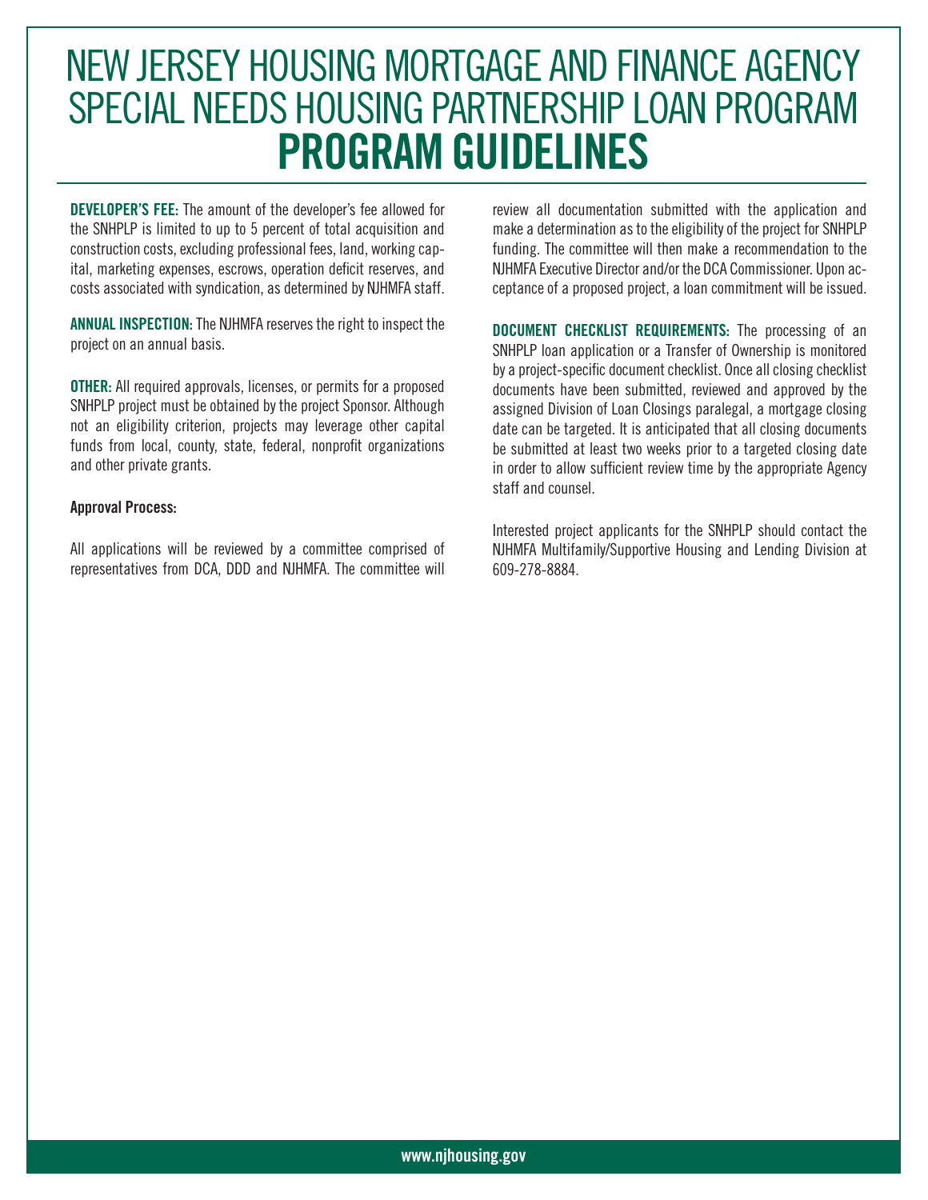# NEW JERSEY HOUSING MORTGAGE AND FINANCE AGENCY SPECIAL NEEDS HOUSING PARTNERSHIP LOAN PROGRAM

# PROGRAM GUIDELINES

**DEVELOPER'S FEE:** The amount of the developer's fee allowed for the SNHPLP is limited to up to 5 percent of total acquisition and construction costs, excluding professional fees, land, working capital, marketing expenses, escrows, operation deficit reserves, and costs associated with syndication, as determined by NJHMFA staff.

**ANNUAL INSPECTION:** The NJHMFA reserves the right to inspect the project on an annual basis.

**OTHER:** All required approvals, licenses, or permits for a proposed SNHPLP project must be obtained by the project Sponsor. Although not an eligibility criterion, projects may leverage other capital funds from local, county, state, federal, nonprofit organizations and other private grants.

**Approval Process:**

All applications will be reviewed by a committee comprised of representatives from DCA, DDD and NJHMFA. The committee will review all documentation submitted with the application and make a determination as to the eligibility of the project for SNHPLP funding. The committee will then make a recommendation to the NJHMFA Executive Director and/or the DCA Commissioner. Upon acceptance of a proposed project, a loan commitment will be issued.

**DOCUMENT CHECKLIST REQUIREMENTS:** The processing of an SNHPLP loan application or a Transfer of Ownership is monitored by a project-specific document checklist. Once all closing checklist documents have been submitted, reviewed and approved by the assigned Division of Loan Closings paralegal, a mortgage closing date can be targeted. It is anticipated that all closing documents be submitted at least two weeks prior to a targeted closing date in order to allow sufficient review time by the appropriate Agency staff and counsel.

Interested project applicants for the SNHPLP should contact the NJHMFA Multifamily/Supportive Housing and Lending Division at 609-278-8884.

www.njhousing.gov